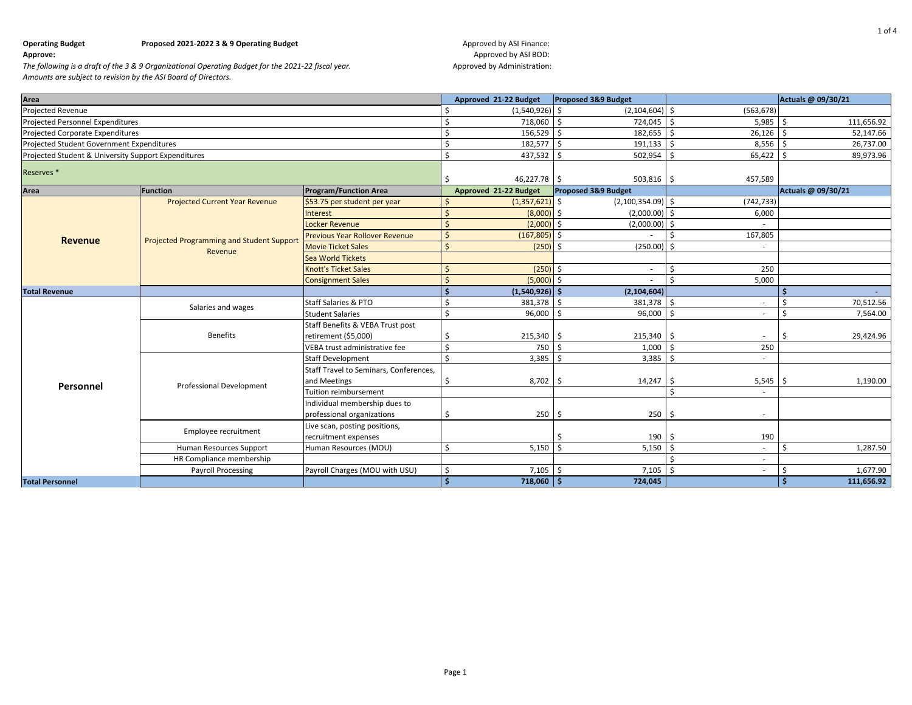**Operating Budget** **Proposed 2021-2022 3 & 9 Operating Budget**

**Approve:**

*The following is a draft of the 3 & 9 Organizational Operating Budget for the 2021-22 fiscal year.*
*Amounts are subject to revision by the ASI Board of Directors.*

Approved by ASI Finance:
Approved by ASI BOD:
Approved by Administration:

| Area | | | Approved 21-22 Budget | Proposed 3&9 Budget | | Actuals @ 09/30/21 |
|---|---|---|---|---|---|---|
| Projected Revenue | | | $ (1,540,926) | $ (2,104,604) | $ (563,678) | |
| Projected Personnel Expenditures | | | $ 718,060 | $ 724,045 | $ 5,985 | $ 111,656.92 |
| Projected Corporate Expenditures | | | $ 156,529 | $ 182,655 | $ 26,126 | $ 52,147.66 |
| Projected Student Government Expenditures | | | $ 182,577 | $ 191,133 | $ 8,556 | $ 26,737.00 |
| Projected Student & University Support Expenditures | | | $ 437,532 | $ 502,954 | $ 65,422 | $ 89,973.96 |
| Reserves * | | | $ 46,227.78 | $ 503,816 | $ 457,589 | |
| **Area** | **Function** | **Program/Function Area** | **Approved 21-22 Budget** | **Proposed 3&9 Budget** | | **Actuals @ 09/30/21** |
| **Revenue** | Projected Current Year Revenue | $53.75 per student per year | $ (1,357,621) | $ (2,100,354.09) | $ (742,733) | |
| | Projected Programming and Student Support Revenue | Interest | $ (8,000) | $ (2,000.00) | $ 6,000 | |
| | | Locker Revenue | $ (2,000) | $ (2,000.00) | $ - | |
| | | Previous Year Rollover Revenue | $ (167,805) | $ - | $ 167,805 | |
| | | Movie Ticket Sales | $ (250) | $ (250.00) | $ - | |
| | | Sea World Tickets | | | | |
| | | Knott's Ticket Sales | $ (250) | $ - | $ 250 | |
| | | Consignment Sales | $ (5,000) | $ - | $ 5,000 | |
| **Total Revenue** | | | **$ (1,540,926)** | **$ (2,104,604)** | | **$ -** |
| **Personnel** | Salaries and wages | Staff Salaries & PTO | $ 381,378 | $ 381,378 | $ - | $ 70,512.56 |
| | | Student Salaries | $ 96,000 | $ 96,000 | $ - | $ 7,564.00 |
| | Benefits | Staff Benefits & VEBA Trust post retirement ($5,000) | $ 215,340 | $ 215,340 | $ - | $ 29,424.96 |
| | | VEBA trust administrative fee | $ 750 | $ 1,000 | $ 250 | |
| | Professional Development | Staff Development | $ 3,385 | $ 3,385 | $ - | |
| | | Staff Travel to Seminars, Conferences, and Meetings | $ 8,702 | $ 14,247 | $ 5,545 | $ 1,190.00 |
| | | Tuition reimbursement | | | $ - | |
| | | Individual membership dues to professional organizations | $ 250 | $ 250 | $ - | |
| | Employee recruitment | Live scan, posting positions, recruitment expenses | | $ 190 | $ 190 | |
| | Human Resources Support | Human Resources (MOU) | $ 5,150 | $ 5,150 | $ - | $ 1,287.50 |
| | HR Compliance membership | | | | $ - | |
| | Payroll Processing | Payroll Charges (MOU with USU) | $ 7,105 | $ 7,105 | $ - | $ 1,677.90 |
| **Total Personnel** | | | **$ 718,060** | **$ 724,045** | | **$ 111,656.92** |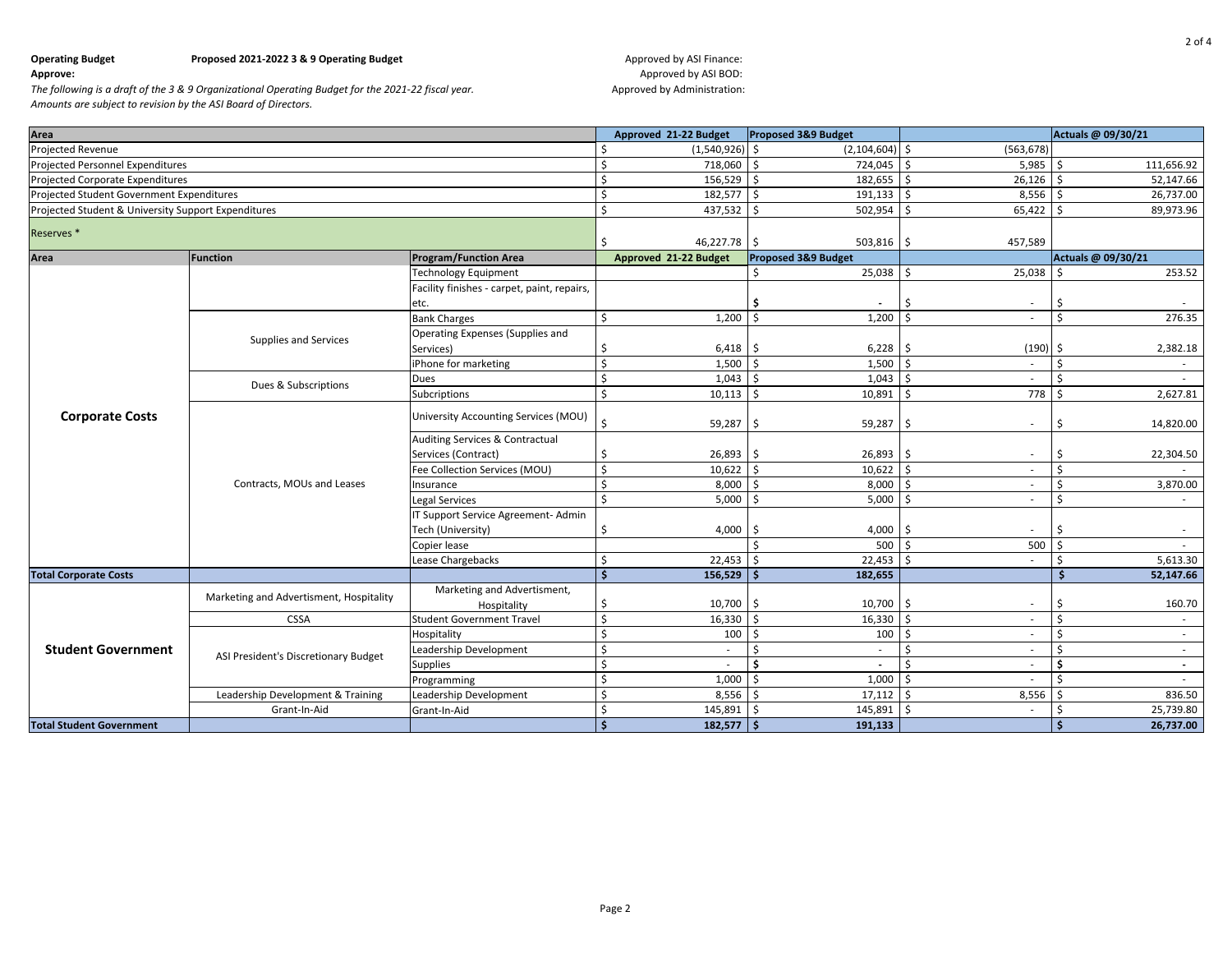**Operating Budget** **Proposed 2021-2022 3 & 9 Operating Budget**

**Approve:**

*The following is a draft of the 3 & 9 Organizational Operating Budget for the 2021-22 fiscal year.*
*Amounts are subject to revision by the ASI Board of Directors.*

Approved by ASI Finance:
Approved by ASI BOD:
Approved by Administration:

| Area | Approved 21-22 Budget | Proposed 3&9 Budget | | Actuals @ 09/30/21 |
|---|---|---|---|---|
| Projected Revenue | $ (1,540,926) | $ (2,104,604) | $ (563,678) | |
| Projected Personnel Expenditures | $ 718,060 | $ 724,045 | $ 5,985 | $ 111,656.92 |
| Projected Corporate Expenditures | $ 156,529 | $ 182,655 | $ 26,126 | $ 52,147.66 |
| Projected Student Government Expenditures | $ 182,577 | $ 191,133 | $ 8,556 | $ 26,737.00 |
| Projected Student & University Support Expenditures | $ 437,532 | $ 502,954 | $ 65,422 | $ 89,973.96 |
| Reserves * | $ 46,227.78 | $ 503,816 | $ 457,589 | |

| Area | Function | Program/Function Area | Approved 21-22 Budget | Proposed 3&9 Budget | | Actuals @ 09/30/21 |
|---|---|---|---|---|---|---|
| **Corporate Costs** | | Technology Equipment | | $ 25,038 | $ 25,038 | $ 253.52 |
| | | Facility finishes - carpet, paint, repairs, etc. | | $ - | $ - | $ - |
| | Supplies and Services | Bank Charges | $ 1,200 | $ 1,200 | $ - | $ 276.35 |
| | | Operating Expenses (Supplies and Services) | $ 6,418 | $ 6,228 | $ (190) | $ 2,382.18 |
| | | iPhone for marketing | $ 1,500 | $ 1,500 | $ - | $ - |
| | Dues & Subscriptions | Dues | $ 1,043 | $ 1,043 | $ - | $ - |
| | | Subcriptions | $ 10,113 | $ 10,891 | $ 778 | $ 2,627.81 |
| | Contracts, MOUs and Leases | University Accounting Services (MOU) | $ 59,287 | $ 59,287 | $ - | $ 14,820.00 |
| | | Auditing Services & Contractual Services (Contract) | $ 26,893 | $ 26,893 | $ - | $ 22,304.50 |
| | | Fee Collection Services (MOU) | $ 10,622 | $ 10,622 | $ - | $ - |
| | | Insurance | $ 8,000 | $ 8,000 | $ - | $ 3,870.00 |
| | | Legal Services | $ 5,000 | $ 5,000 | $ - | $ - |
| | | IT Support Service Agreement- Admin Tech (University) | $ 4,000 | $ 4,000 | $ - | $ - |
| | | Copier lease | | $ 500 | $ 500 | $ - |
| | | Lease Chargebacks | $ 22,453 | $ 22,453 | $ - | $ 5,613.30 |
| **Total Corporate Costs** | | | **$ 156,529** | **$ 182,655** | | **$ 52,147.66** |
| **Student Government** | Marketing and Advertisment, Hospitality | Marketing and Advertisment, Hospitality | $ 10,700 | $ 10,700 | $ - | $ 160.70 |
| | CSSA | Student Government Travel | $ 16,330 | $ 16,330 | $ - | $ - |
| | ASI President's Discretionary Budget | Hospitality | $ 100 | $ 100 | $ - | $ - |
| | | Leadership Development | $ - | $ - | $ - | $ - |
| | | Supplies | $ - | $ - | $ - | $ - |
| | | Programming | $ 1,000 | $ 1,000 | $ - | $ - |
| | Leadership Development & Training | Leadership Development | $ 8,556 | $ 17,112 | $ 8,556 | $ 836.50 |
| | Grant-In-Aid | Grant-In-Aid | $ 145,891 | $ 145,891 | $ - | $ 25,739.80 |
| **Total Student Government** | | | **$ 182,577** | **$ 191,133** | | **$ 26,737.00** |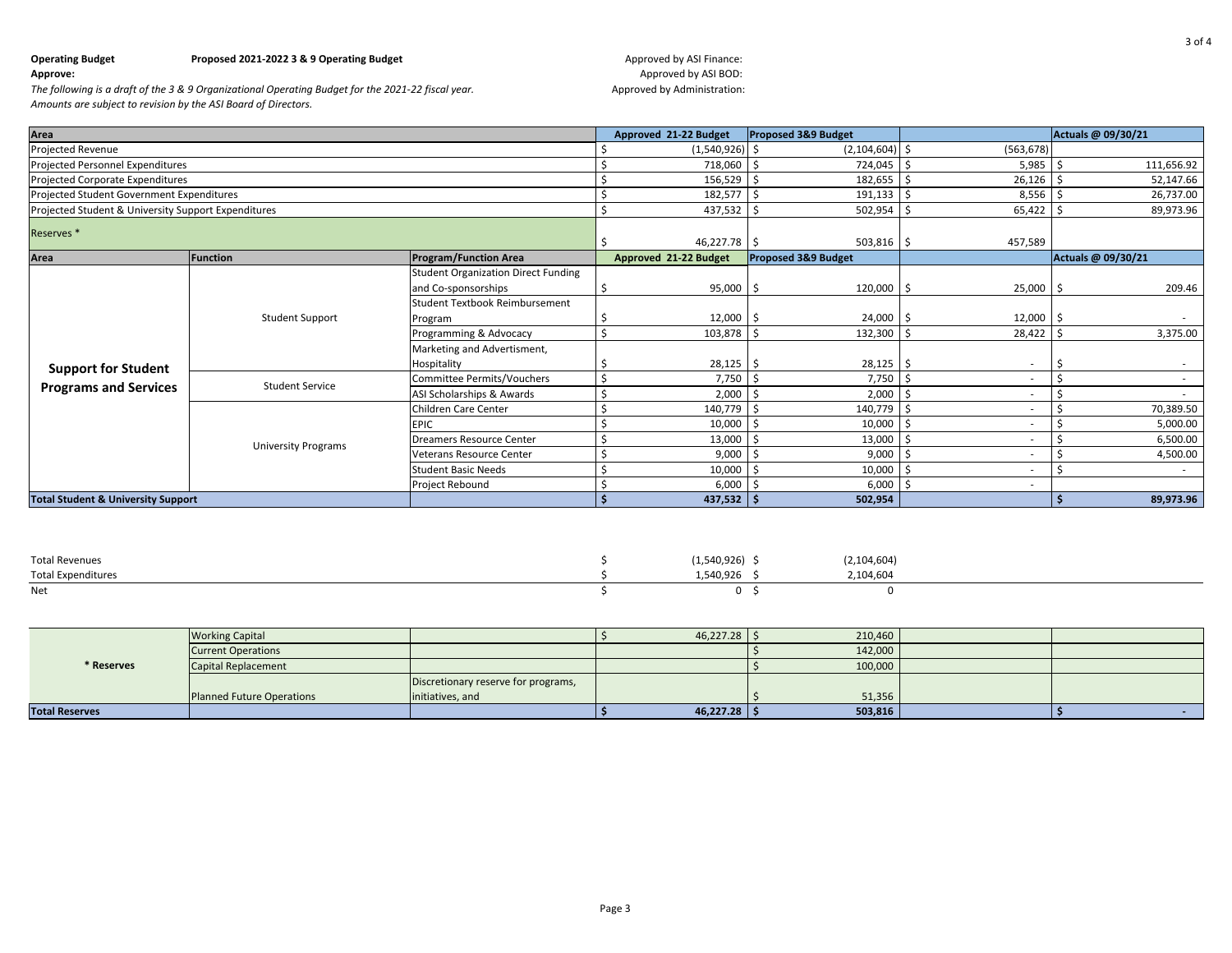**Operating Budget** **Proposed 2021-2022 3 & 9 Operating Budget**

**Approve:**

*The following is a draft of the 3 & 9 Organizational Operating Budget for the 2021-22 fiscal year.*
*Amounts are subject to revision by the ASI Board of Directors.*

Approved by ASI Finance:
Approved by ASI BOD:
Approved by Administration:

| Area | | | Approved 21-22 Budget | Proposed 3&9 Budget | | Actuals @ 09/30/21 |
|---|---|---|---|---|---|---|
| Projected Revenue | | | $ (1,540,926) | $ (2,104,604) | $ (563,678) | |
| Projected Personnel Expenditures | | | $ 718,060 | $ 724,045 | $ 5,985 | $ 111,656.92 |
| Projected Corporate Expenditures | | | $ 156,529 | $ 182,655 | $ 26,126 | $ 52,147.66 |
| Projected Student Government Expenditures | | | $ 182,577 | $ 191,133 | $ 8,556 | $ 26,737.00 |
| Projected Student & University Support Expenditures | | | $ 437,532 | $ 502,954 | $ 65,422 | $ 89,973.96 |
| Reserves * | | | $ 46,227.78 | $ 503,816 | $ 457,589 | |
| **Area** | **Function** | **Program/Function Area** | **Approved 21-22 Budget** | **Proposed 3&9 Budget** | | **Actuals @ 09/30/21** |
| **Support for Student Programs and Services** | Student Support | Student Organization Direct Funding and Co-sponsorships | $ 95,000 | $ 120,000 | $ 25,000 | $ 209.46 |
| | | Student Textbook Reimbursement Program | $ 12,000 | $ 24,000 | $ 12,000 | $ - |
| | | Programming & Advocacy | $ 103,878 | $ 132,300 | $ 28,422 | $ 3,375.00 |
| | | Marketing and Advertisment, Hospitality | $ 28,125 | $ 28,125 | $ - | $ - |
| | Student Service | Committee Permits/Vouchers | $ 7,750 | $ 7,750 | $ - | $ - |
| | | ASI Scholarships & Awards | $ 2,000 | $ 2,000 | $ - | $ - |
| | University Programs | Children Care Center | $ 140,779 | $ 140,779 | $ - | $ 70,389.50 |
| | | EPIC | $ 10,000 | $ 10,000 | $ - | $ 5,000.00 |
| | | Dreamers Resource Center | $ 13,000 | $ 13,000 | $ - | $ 6,500.00 |
| | | Veterans Resource Center | $ 9,000 | $ 9,000 | $ - | $ 4,500.00 |
| | | Student Basic Needs | $ 10,000 | $ 10,000 | $ - | $ - |
| | | Project Rebound | $ 6,000 | $ 6,000 | $ - | |
| **Total Student & University Support** | | | **$ 437,532** | **$ 502,954** | | **$ 89,973.96** |

| | | |
|---|---|---|
| Total Revenues | $ (1,540,926) | $ (2,104,604) |
| Total Expenditures | $ 1,540,926 | $ 2,104,604 |
| Net | $ 0 | $ 0 |

| | | | | | | |
|---|---|---|---|---|---|---|
| **\* Reserves** | Working Capital | | $ 46,227.28 | $ 210,460 | | |
| | Current Operations | | | $ 142,000 | | |
| | Capital Replacement | | | $ 100,000 | | |
| | Planned Future Operations | Discretionary reserve for programs, initiatives, and | | $ 51,356 | | |
| **Total Reserves** | | | **$ 46,227.28** | **$ 503,816** | | **$ -** |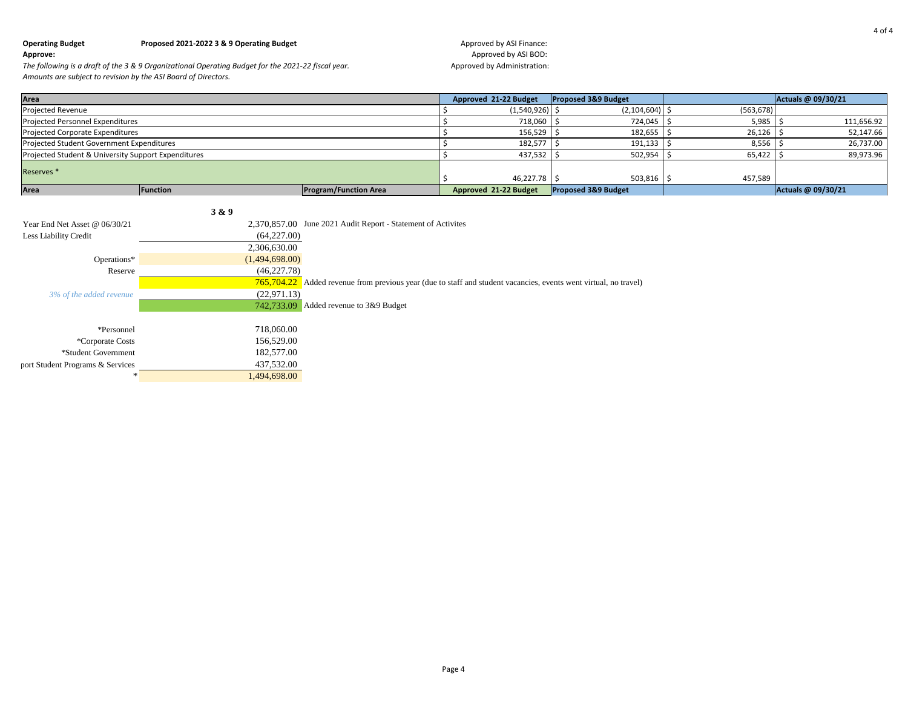**Operating Budget** **Proposed 2021-2022 3 & 9 Operating Budget**

**Approve:**

*The following is a draft of the 3 & 9 Organizational Operating Budget for the 2021-22 fiscal year.*
*Amounts are subject to revision by the ASI Board of Directors.*

Approved by ASI Finance:
Approved by ASI BOD:
Approved by Administration:

| Area | | | Approved 21-22 Budget | Proposed 3&9 Budget | | Actuals @ 09/30/21 |
|---|---|---|---|---|---|---|
| Projected Revenue | | | $ (1,540,926) | $ (2,104,604) | $ (563,678) | |
| Projected Personnel Expenditures | | | $ 718,060 | $ 724,045 | $ 5,985 | $ 111,656.92 |
| Projected Corporate Expenditures | | | $ 156,529 | $ 182,655 | $ 26,126 | $ 52,147.66 |
| Projected Student Government Expenditures | | | $ 182,577 | $ 191,133 | $ 8,556 | $ 26,737.00 |
| Projected Student & University Support Expenditures | | | $ 437,532 | $ 502,954 | $ 65,422 | $ 89,973.96 |
| Reserves * | | | $ 46,227.78 | $ 503,816 | $ 457,589 | |
| **Area** | **Function** | **Program/Function Area** | **Approved 21-22 Budget** | **Proposed 3&9 Budget** | | **Actuals @ 09/30/21** |

| | 3 & 9 | |
|---|---|---|
| Year End Net Asset @ 06/30/21 | 2,370,857.00 | June 2021 Audit Report - Statement of Activites |
| Less Liability Credit | (64,227.00) | |
| | 2,306,630.00 | |
| Operations* | (1,494,698.00) | |
| Reserve | (46,227.78) | |
| | 765,704.22 | Added revenue from previous year (due to staff and student vacancies, events went virtual, no travel) |
| *3% of the added revenue* | (22,971.13) | |
| | 742,733.09 | Added revenue to 3&9 Budget |
| | | |
| *Personnel | 718,060.00 | |
| *Corporate Costs | 156,529.00 | |
| *Student Government | 182,577.00 | |
| port Student Programs & Services | 437,532.00 | |
| * | 1,494,698.00 | |